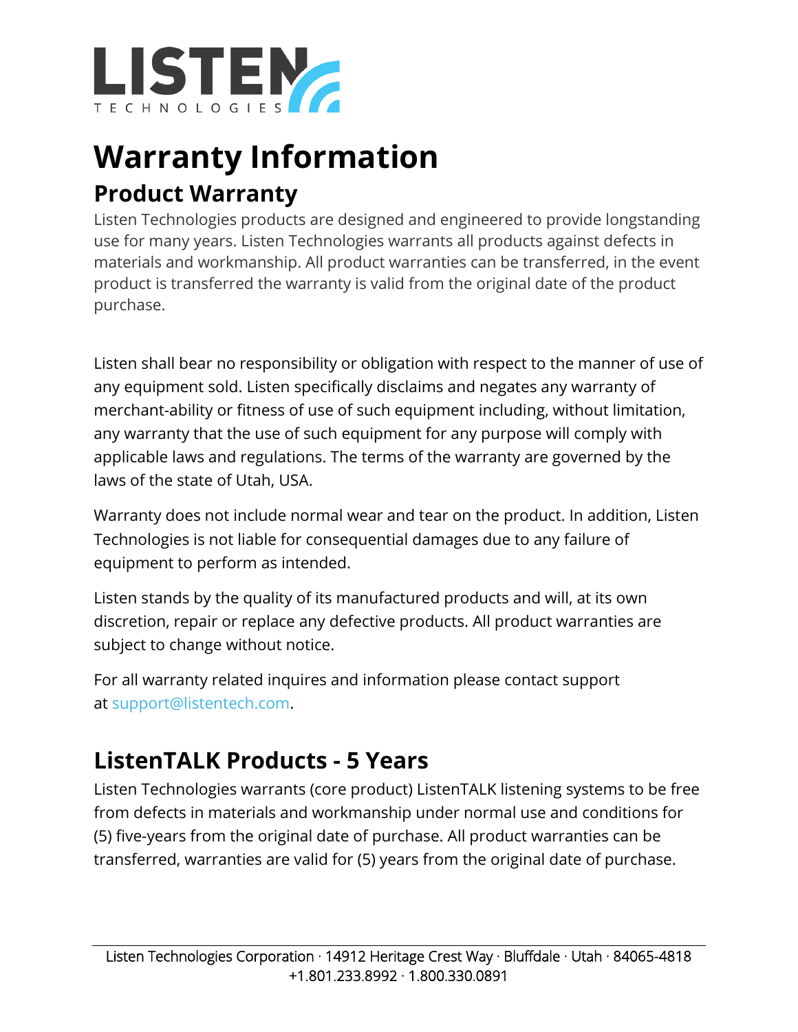LISTEN TECHNOLOGIES

# Warranty Information

## Product Warranty

Listen Technologies products are designed and engineered to provide longstanding use for many years. Listen Technologies warrants all products against defects in materials and workmanship. All product warranties can be transferred, in the event product is transferred the warranty is valid from the original date of the product purchase.

Listen shall bear no responsibility or obligation with respect to the manner of use of any equipment sold. Listen specifically disclaims and negates any warranty of merchant-ability or fitness of use of such equipment including, without limitation, any warranty that the use of such equipment for any purpose will comply with applicable laws and regulations. The terms of the warranty are governed by the laws of the state of Utah, USA.

Warranty does not include normal wear and tear on the product. In addition, Listen Technologies is not liable for consequential damages due to any failure of equipment to perform as intended.

Listen stands by the quality of its manufactured products and will, at its own discretion, repair or replace any defective products. All product warranties are subject to change without notice.

For all warranty related inquires and information please contact support at support@listentech.com.

## ListenTALK Products - 5 Years

Listen Technologies warrants (core product) ListenTALK listening systems to be free from defects in materials and workmanship under normal use and conditions for (5) five-years from the original date of purchase. All product warranties can be transferred, warranties are valid for (5) years from the original date of purchase.

Listen Technologies Corporation · 14912 Heritage Crest Way · Bluffdale · Utah · 84065-4818
+1.801.233.8992 · 1.800.330.0891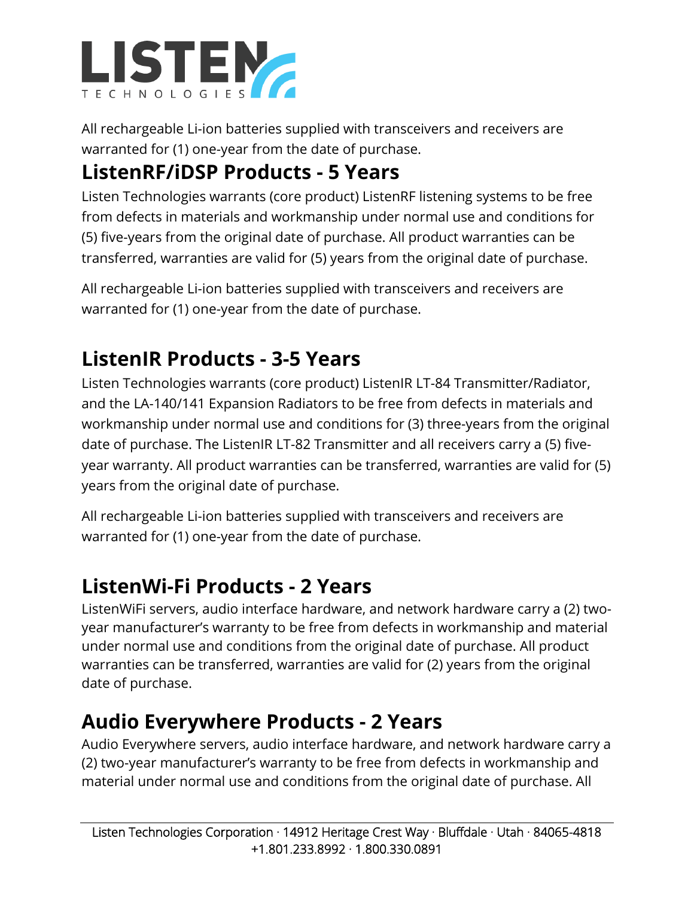All rechargeable Li-ion batteries supplied with transceivers and receivers are warranted for (1) one-year from the date of purchase.

## ListenRF/iDSP Products - 5 Years

Listen Technologies warrants (core product) ListenRF listening systems to be free from defects in materials and workmanship under normal use and conditions for (5) five-years from the original date of purchase. All product warranties can be transferred, warranties are valid for (5) years from the original date of purchase.

All rechargeable Li-ion batteries supplied with transceivers and receivers are warranted for (1) one-year from the date of purchase.

## ListenIR Products - 3-5 Years

Listen Technologies warrants (core product) ListenIR LT-84 Transmitter/Radiator, and the LA-140/141 Expansion Radiators to be free from defects in materials and workmanship under normal use and conditions for (3) three-years from the original date of purchase. The ListenIR LT-82 Transmitter and all receivers carry a (5) five-year warranty. All product warranties can be transferred, warranties are valid for (5) years from the original date of purchase.

All rechargeable Li-ion batteries supplied with transceivers and receivers are warranted for (1) one-year from the date of purchase.

## ListenWi-Fi Products - 2 Years

ListenWiFi servers, audio interface hardware, and network hardware carry a (2) two-year manufacturer's warranty to be free from defects in workmanship and material under normal use and conditions from the original date of purchase. All product warranties can be transferred, warranties are valid for (2) years from the original date of purchase.

## Audio Everywhere Products - 2 Years

Audio Everywhere servers, audio interface hardware, and network hardware carry a (2) two-year manufacturer's warranty to be free from defects in workmanship and material under normal use and conditions from the original date of purchase. All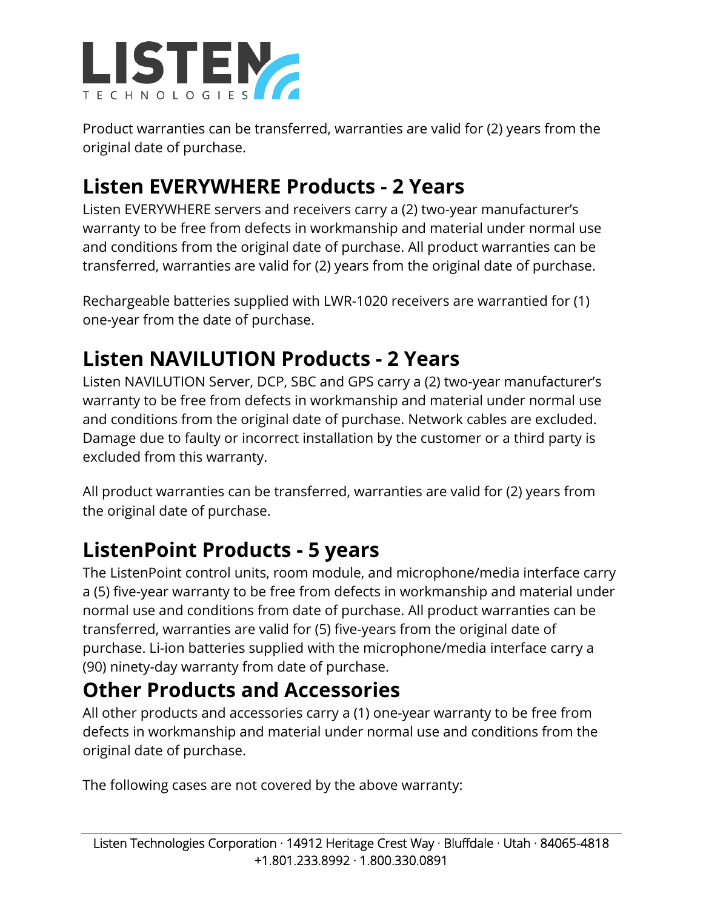Product warranties can be transferred, warranties are valid for (2) years from the original date of purchase.

## Listen EVERYWHERE Products - 2 Years

Listen EVERYWHERE servers and receivers carry a (2) two-year manufacturer's warranty to be free from defects in workmanship and material under normal use and conditions from the original date of purchase. All product warranties can be transferred, warranties are valid for (2) years from the original date of purchase.

Rechargeable batteries supplied with LWR-1020 receivers are warrantied for (1) one-year from the date of purchase.

## Listen NAVILUTION Products - 2 Years

Listen NAVILUTION Server, DCP, SBC and GPS carry a (2) two-year manufacturer's warranty to be free from defects in workmanship and material under normal use and conditions from the original date of purchase. Network cables are excluded. Damage due to faulty or incorrect installation by the customer or a third party is excluded from this warranty.

All product warranties can be transferred, warranties are valid for (2) years from the original date of purchase.

## ListenPoint Products - 5 years

The ListenPoint control units, room module, and microphone/media interface carry a (5) five-year warranty to be free from defects in workmanship and material under normal use and conditions from date of purchase. All product warranties can be transferred, warranties are valid for (5) five-years from the original date of purchase. Li-ion batteries supplied with the microphone/media interface carry a (90) ninety-day warranty from date of purchase.

## Other Products and Accessories

All other products and accessories carry a (1) one-year warranty to be free from defects in workmanship and material under normal use and conditions from the original date of purchase.

The following cases are not covered by the above warranty: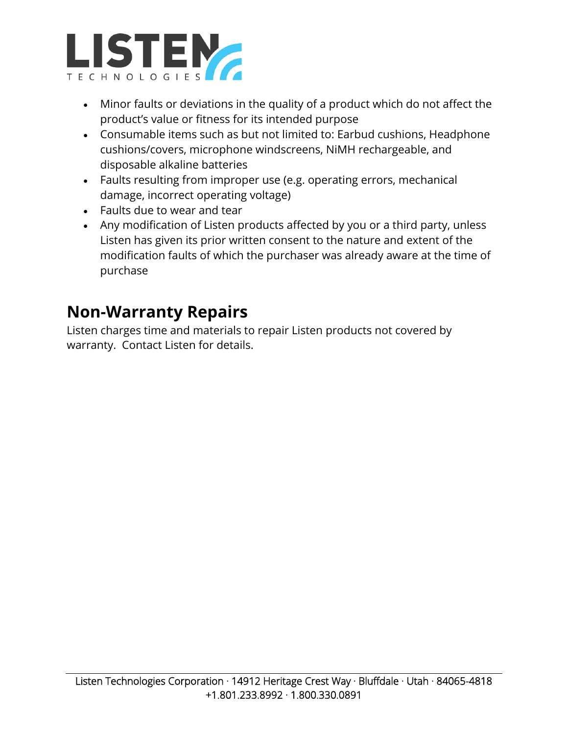- Minor faults or deviations in the quality of a product which do not affect the product's value or fitness for its intended purpose
- Consumable items such as but not limited to: Earbud cushions, Headphone cushions/covers, microphone windscreens, NiMH rechargeable, and disposable alkaline batteries
- Faults resulting from improper use (e.g. operating errors, mechanical damage, incorrect operating voltage)
- Faults due to wear and tear
- Any modification of Listen products affected by you or a third party, unless Listen has given its prior written consent to the nature and extent of the modification faults of which the purchaser was already aware at the time of purchase

## Non-Warranty Repairs

Listen charges time and materials to repair Listen products not covered by warranty. Contact Listen for details.